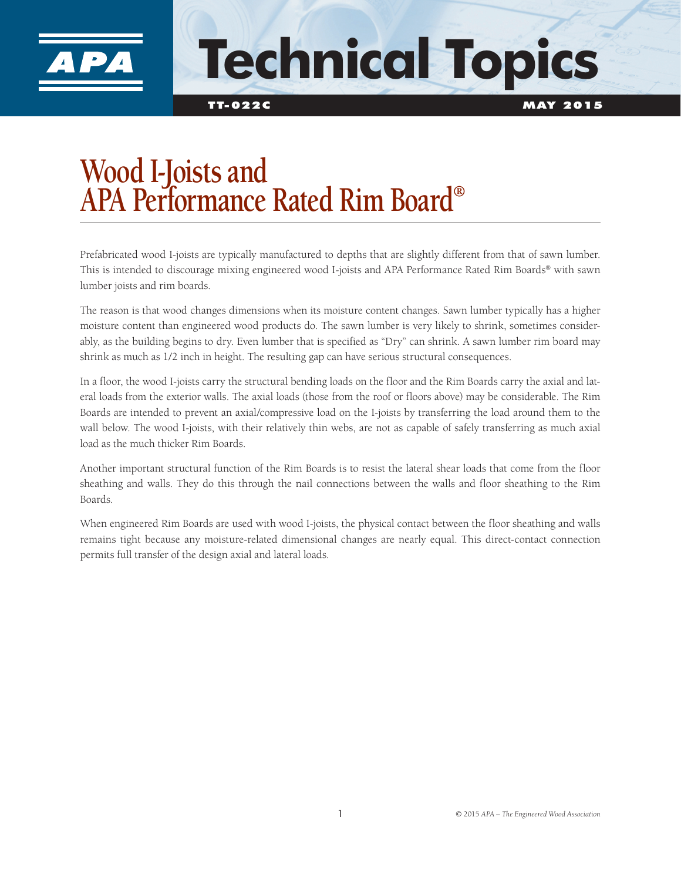# Technical Topics

**TT-022C** **MAY 2015**

# Wood I-Joists and APA Performance Rated Rim Board®

Prefabricated wood I-joists are typically manufactured to depths that are slightly different from that of sawn lumber. This is intended to discourage mixing engineered wood I-joists and APA Performance Rated Rim Boards® with sawn lumber joists and rim boards.

The reason is that wood changes dimensions when its moisture content changes. Sawn lumber typically has a higher moisture content than engineered wood products do. The sawn lumber is very likely to shrink, sometimes considerably, as the building begins to dry. Even lumber that is specified as "Dry" can shrink. A sawn lumber rim board may shrink as much as 1/2 inch in height. The resulting gap can have serious structural consequences.

In a floor, the wood I-joists carry the structural bending loads on the floor and the Rim Boards carry the axial and lateral loads from the exterior walls. The axial loads (those from the roof or floors above) may be considerable. The Rim Boards are intended to prevent an axial/compressive load on the I-joists by transferring the load around them to the wall below. The wood I-joists, with their relatively thin webs, are not as capable of safely transferring as much axial load as the much thicker Rim Boards.

Another important structural function of the Rim Boards is to resist the lateral shear loads that come from the floor sheathing and walls. They do this through the nail connections between the walls and floor sheathing to the Rim Boards.

When engineered Rim Boards are used with wood I-joists, the physical contact between the floor sheathing and walls remains tight because any moisture-related dimensional changes are nearly equal. This direct-contact connection permits full transfer of the design axial and lateral loads.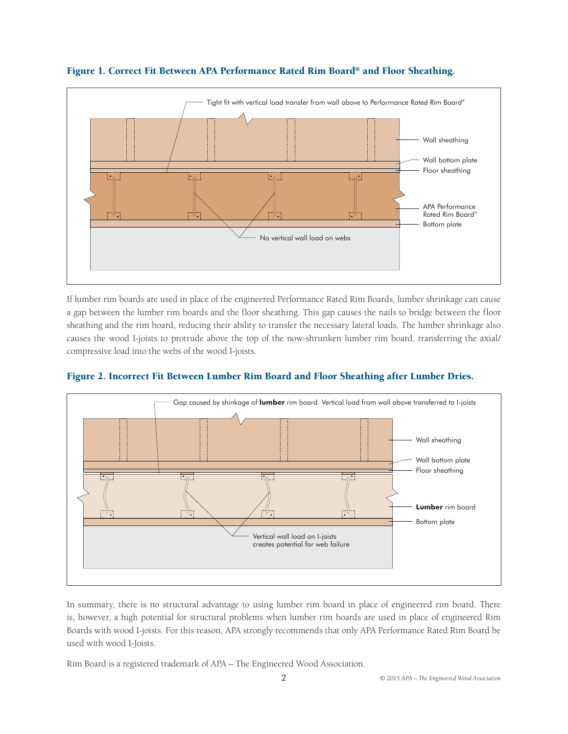**Figure 1. Correct Fit Between APA Performance Rated Rim Board® and Floor Sheathing.**

If lumber rim boards are used in place of the engineered Performance Rated Rim Boards, lumber shrinkage can cause a gap between the lumber rim boards and the floor sheathing. This gap causes the nails to bridge between the floor sheathing and the rim board, reducing their ability to transfer the necessary lateral loads. The lumber shrinkage also causes the wood I-joists to protrude above the top of the now-shrunken lumber rim board, transferring the axial/compressive load into the webs of the wood I-joists.

**Figure 2. Incorrect Fit Between Lumber Rim Board and Floor Sheathing after Lumber Dries.**

In summary, there is no structural advantage to using lumber rim board in place of engineered rim board. There is, however, a high potential for structural problems when lumber rim boards are used in place of engineered Rim Boards with wood I-joists. For this reason, APA strongly recommends that only APA Performance Rated Rim Board be used with wood I-Joists.

Rim Board is a registered trademark of APA – The Engineered Wood Association.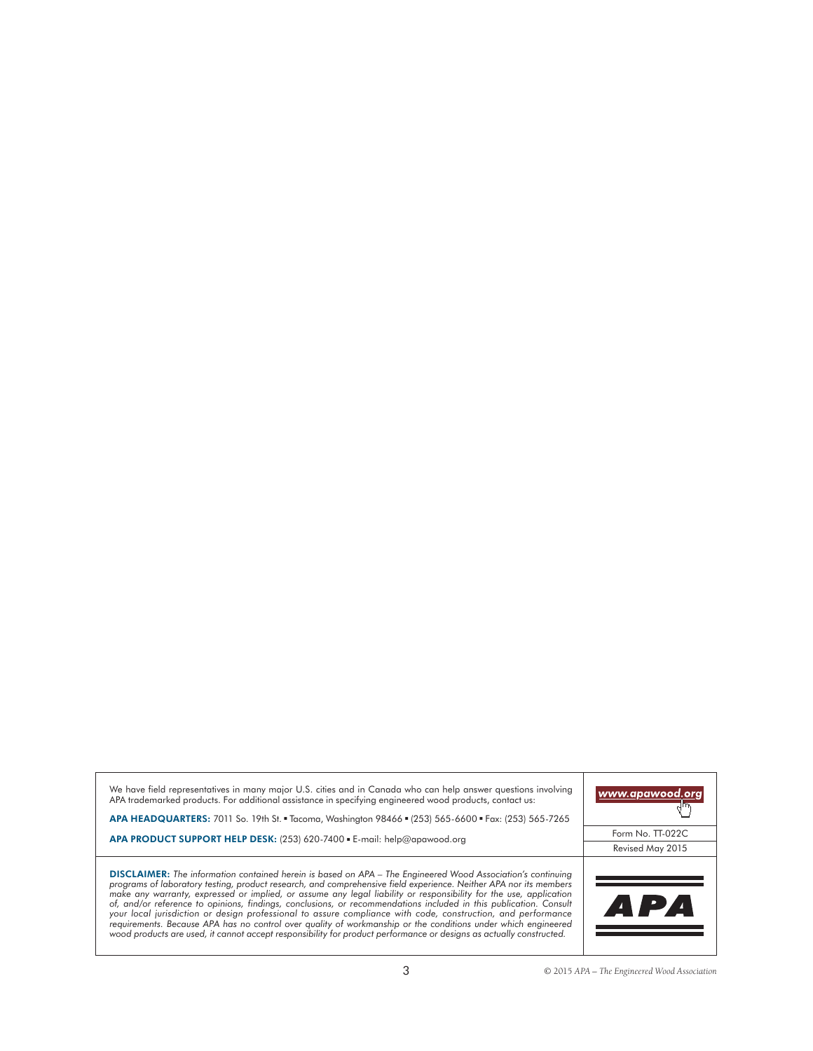We have field representatives in many major U.S. cities and in Canada who can help answer questions involving APA trademarked products. For additional assistance in specifying engineered wood products, contact us:

**APA HEADQUARTERS:** 7011 So. 19th St. ▪ Tacoma, Washington 98466 ▪ (253) 565-6600 ▪ Fax: (253) 565-7265

**APA PRODUCT SUPPORT HELP DESK:** (253) 620-7400 ▪ E-mail: help@apawood.org

www.apawood.org

Form No. TT-022C

Revised May 2015

**DISCLAIMER:** *The information contained herein is based on APA – The Engineered Wood Association's continuing programs of laboratory testing, product research, and comprehensive field experience. Neither APA nor its members make any warranty, expressed or implied, or assume any legal liability or responsibility for the use, application of, and/or reference to opinions, findings, conclusions, or recommendations included in this publication. Consult your local jurisdiction or design professional to assure compliance with code, construction, and performance requirements. Because APA has no control over quality of workmanship or the conditions under which engineered wood products are used, it cannot accept responsibility for product performance or designs as actually constructed.*

APA

© 2015 *APA – The Engineered Wood Association*